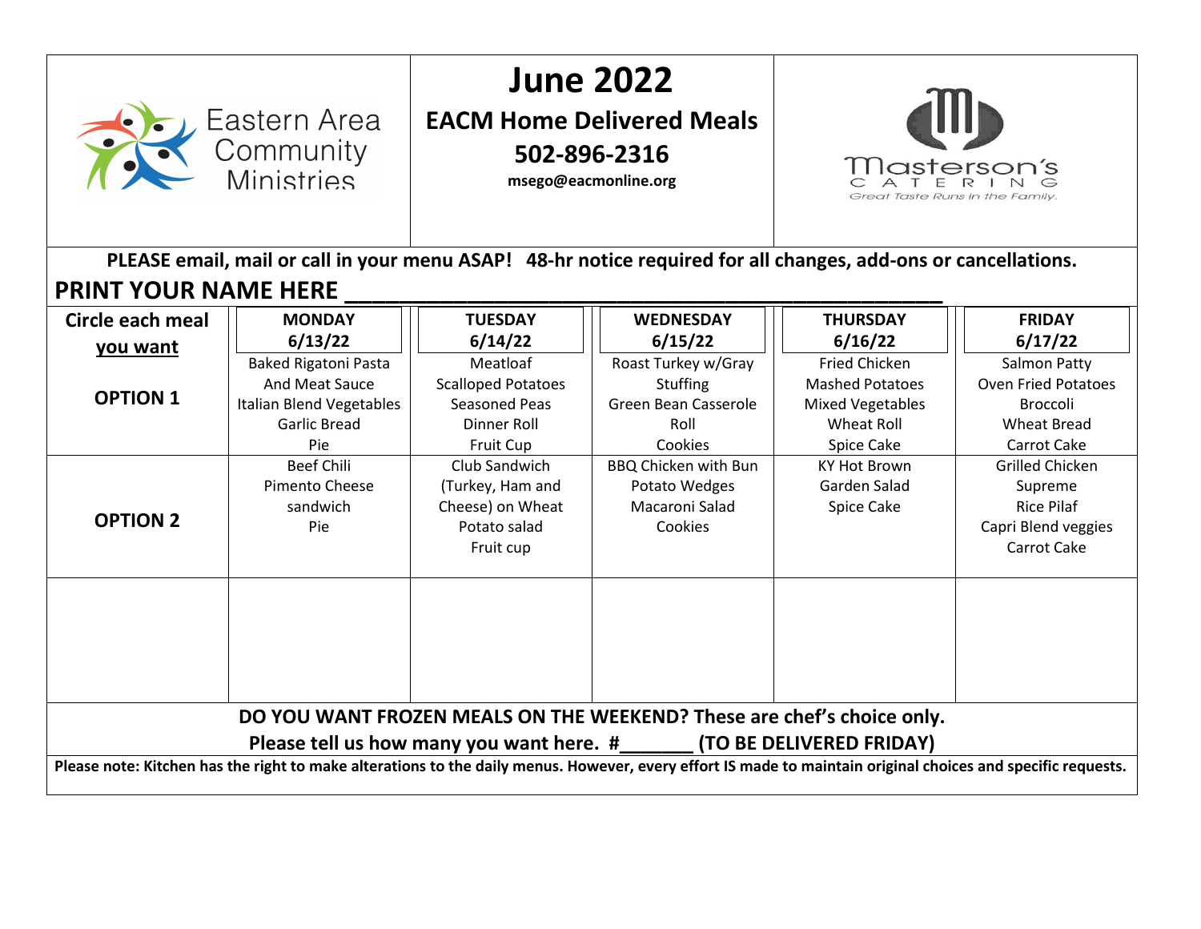Eastern Area Community Ministries

# June 2022

## EACM Home Delivered Meals

## 502-896-2316

**msego@eacmonline.org**

Masterson's CATERING
Great Taste Runs in the Family.

**PLEASE email, mail or call in your menu ASAP! 48-hr notice required for all changes, add-ons or cancellations.**

**PRINT YOUR NAME HERE ____________________________________________**

| **Circle each meal you want** | **MONDAY 6/13/22** | **TUESDAY 6/14/22** | **WEDNESDAY 6/15/22** | **THURSDAY 6/16/22** | **FRIDAY 6/17/22** |
|---|---|---|---|---|---|
| **OPTION 1** | Baked Rigatoni Pasta And Meat Sauce<br>Italian Blend Vegetables<br>Garlic Bread<br>Pie | Meatloaf<br>Scalloped Potatoes<br>Seasoned Peas<br>Dinner Roll<br>Fruit Cup | Roast Turkey w/Gray<br>Stuffing<br>Green Bean Casserole<br>Roll<br>Cookies | Fried Chicken<br>Mashed Potatoes<br>Mixed Vegetables<br>Wheat Roll<br>Spice Cake | Salmon Patty<br>Oven Fried Potatoes<br>Broccoli<br>Wheat Bread<br>Carrot Cake |
| **OPTION 2** | Beef Chili<br>Pimento Cheese sandwich<br>Pie | Club Sandwich (Turkey, Ham and Cheese) on Wheat<br>Potato salad<br>Fruit cup | BBQ Chicken with Bun<br>Potato Wedges<br>Macaroni Salad<br>Cookies | KY Hot Brown<br>Garden Salad<br>Spice Cake | Grilled Chicken Supreme<br>Rice Pilaf<br>Capri Blend veggies<br>Carrot Cake |
| | | | | | |

**DO YOU WANT FROZEN MEALS ON THE WEEKEND? These are chef's choice only.**

**Please tell us how many you want here. #_______ (TO BE DELIVERED FRIDAY)**

**Please note: Kitchen has the right to make alterations to the daily menus. However, every effort IS made to maintain original choices and specific requests.**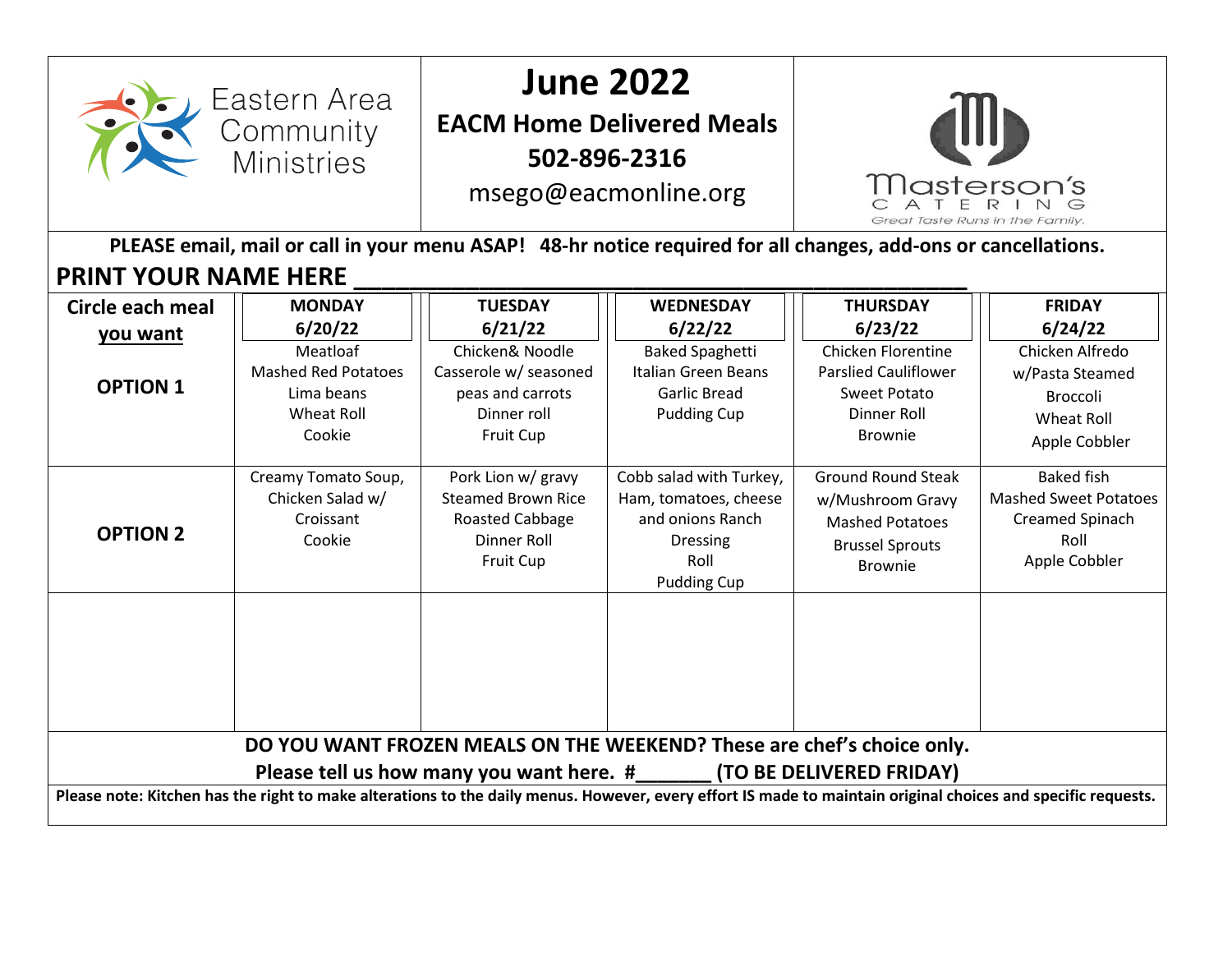Eastern Area Community Ministries

# June 2022

## EACM Home Delivered Meals

**502-896-2316**

msego@eacmonline.org

Masterson's CATERING
Great Taste Runs in the Family.

**PLEASE email, mail or call in your menu ASAP! 48-hr notice required for all changes, add-ons or cancellations.**

**PRINT YOUR NAME HERE _______________________________________________**

| **Circle each meal you want** | **MONDAY 6/20/22** | **TUESDAY 6/21/22** | **WEDNESDAY 6/22/22** | **THURSDAY 6/23/22** | **FRIDAY 6/24/22** |
|---|---|---|---|---|---|
| **OPTION 1** | Meatloaf<br>Mashed Red Potatoes<br>Lima beans<br>Wheat Roll<br>Cookie | Chicken& Noodle Casserole w/ seasoned peas and carrots<br>Dinner roll<br>Fruit Cup | Baked Spaghetti<br>Italian Green Beans<br>Garlic Bread<br>Pudding Cup | Chicken Florentine<br>Parslied Cauliflower<br>Sweet Potato<br>Dinner Roll<br>Brownie | Chicken Alfredo w/Pasta Steamed Broccoli<br>Wheat Roll<br>Apple Cobbler |
| **OPTION 2** | Creamy Tomato Soup, Chicken Salad w/ Croissant<br>Cookie | Pork Lion w/ gravy<br>Steamed Brown Rice<br>Roasted Cabbage<br>Dinner Roll<br>Fruit Cup | Cobb salad with Turkey, Ham, tomatoes, cheese and onions Ranch Dressing<br>Roll<br>Pudding Cup | Ground Round Steak w/Mushroom Gravy<br>Mashed Potatoes<br>Brussel Sprouts<br>Brownie | Baked fish<br>Mashed Sweet Potatoes<br>Creamed Spinach<br>Roll<br>Apple Cobbler |
| | | | | | |

**DO YOU WANT FROZEN MEALS ON THE WEEKEND? These are chef's choice only.**
**Please tell us how many you want here. #_______ (TO BE DELIVERED FRIDAY)**

**Please note: Kitchen has the right to make alterations to the daily menus. However, every effort IS made to maintain original choices and specific requests.**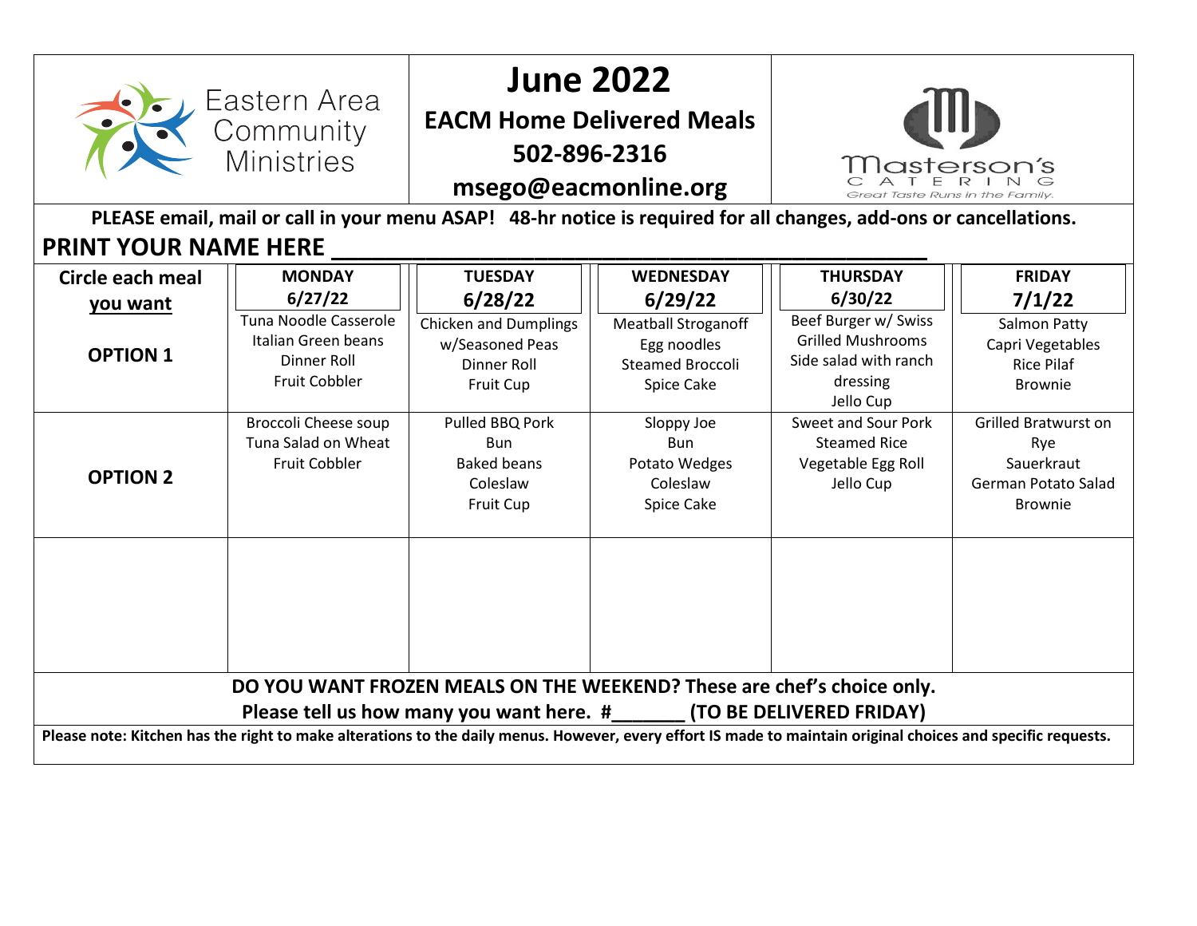Eastern Area Community Ministries

# June 2022

**EACM Home Delivered Meals**

**502-896-2316**

**msego@eacmonline.org**

Masterson's CATERING
Great Taste Runs in the Family.

**PLEASE email, mail or call in your menu ASAP! 48-hr notice is required for all changes, add-ons or cancellations.**

**PRINT YOUR NAME HERE ____________________________________________**

| **Circle each meal you want** | **MONDAY 6/27/22** | **TUESDAY 6/28/22** | **WEDNESDAY 6/29/22** | **THURSDAY 6/30/22** | **FRIDAY 7/1/22** |
|---|---|---|---|---|---|
| **OPTION 1** | Tuna Noodle Casserole<br>Italian Green beans<br>Dinner Roll<br>Fruit Cobbler | Chicken and Dumplings w/Seasoned Peas<br>Dinner Roll<br>Fruit Cup | Meatball Stroganoff<br>Egg noodles<br>Steamed Broccoli<br>Spice Cake | Beef Burger w/ Swiss<br>Grilled Mushrooms<br>Side salad with ranch dressing<br>Jello Cup | Salmon Patty<br>Capri Vegetables<br>Rice Pilaf<br>Brownie |
| **OPTION 2** | Broccoli Cheese soup<br>Tuna Salad on Wheat<br>Fruit Cobbler | Pulled BBQ Pork<br>Bun<br>Baked beans<br>Coleslaw<br>Fruit Cup | Sloppy Joe<br>Bun<br>Potato Wedges<br>Coleslaw<br>Spice Cake | Sweet and Sour Pork<br>Steamed Rice<br>Vegetable Egg Roll<br>Jello Cup | Grilled Bratwurst on Rye<br>Sauerkraut<br>German Potato Salad<br>Brownie |
| | | | | | |

**DO YOU WANT FROZEN MEALS ON THE WEEKEND? These are chef's choice only.**
**Please tell us how many you want here. #_______ (TO BE DELIVERED FRIDAY)**

**Please note: Kitchen has the right to make alterations to the daily menus. However, every effort IS made to maintain original choices and specific requests.**